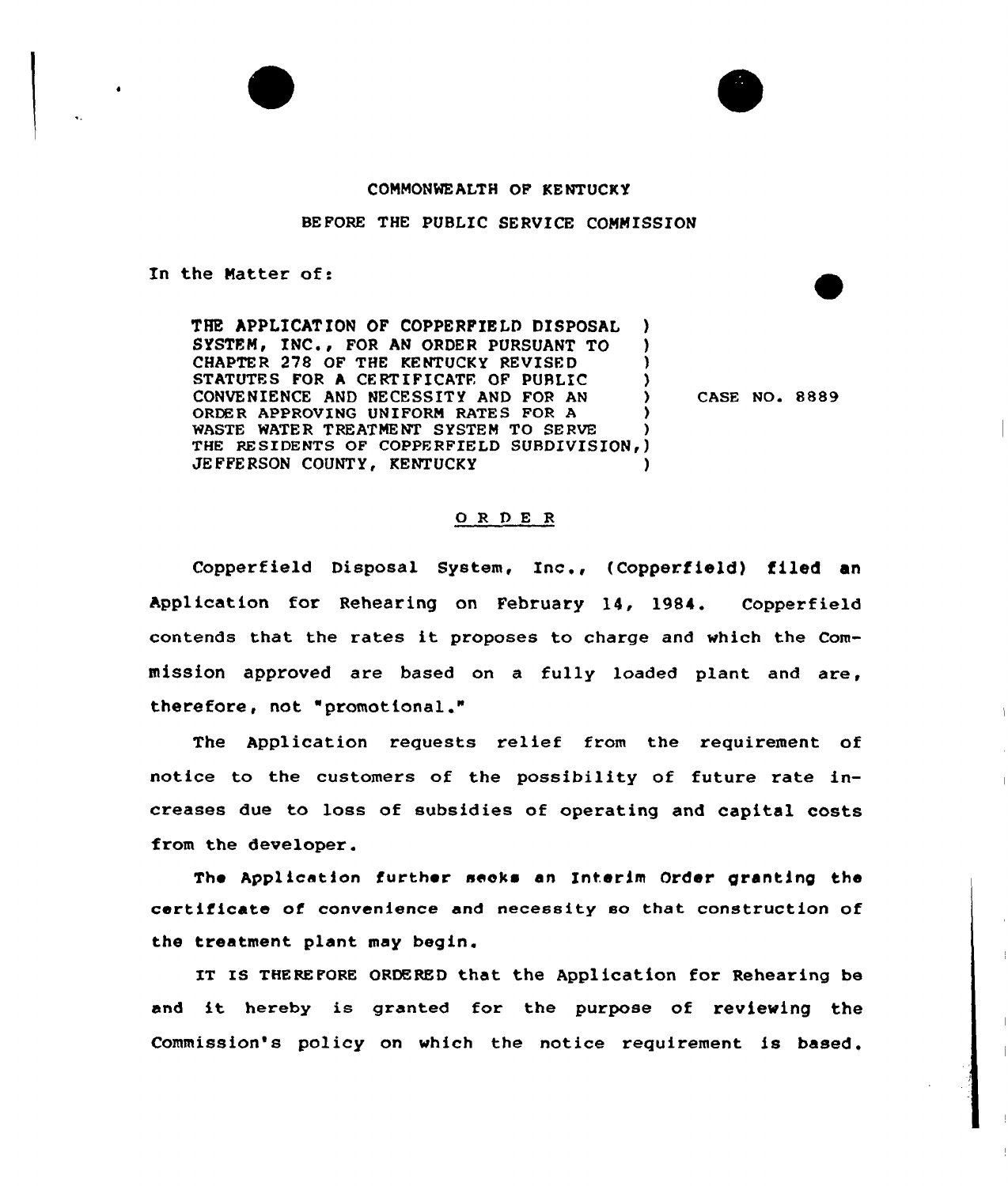COMMONWEALTH OF KENTUCKY

BEFORE THE PUBLIC SERVICE COMMISSION

In the Matter of:

THE APPLICATION OF COPPERFIELD DISPOSAL SYSTEM, INC., FOR AN ORDER PURSUANT TO CHAPTER 278 OF THE KENTUCKY REVISED STATUTES FOR A CERTIFICATE OF PUBLIC CONVENIENCE AND NECESSITY AND FOR AN ORDER APPROVING UNIFORM RATES FOR A WASTE WATER TREATMENT SYSTEM TO SERVE THE RESIDENTS OF COPPERFIELD SUBDIVISION, JEFFERSON COUNTY, KENTUCKY ) CASE NO. 8889

## O R D E R

Copperfield Disposal System, Inc., (Copperfield) filed an Application for Rehearing on February 14, 1984. Copperfield contends that the rates it proposes to charge and which the Commission approved are based on a fully loaded plant and are, therefore, not "promotional."

The Application requests relief from the requirement of notice to the customers of the possibility of future rate increases due to loss of subsidies of operating and capital costs from the developer.

The Application further seeks an Interim Order granting the certificate of convenience and necessity so that construction of the treatment plant may begin.

IT IS THEREFORE ORDERED that the Application for Rehearing be and it hereby is granted for the purpose of reviewing the Commission's policy on which the notice requirement is based.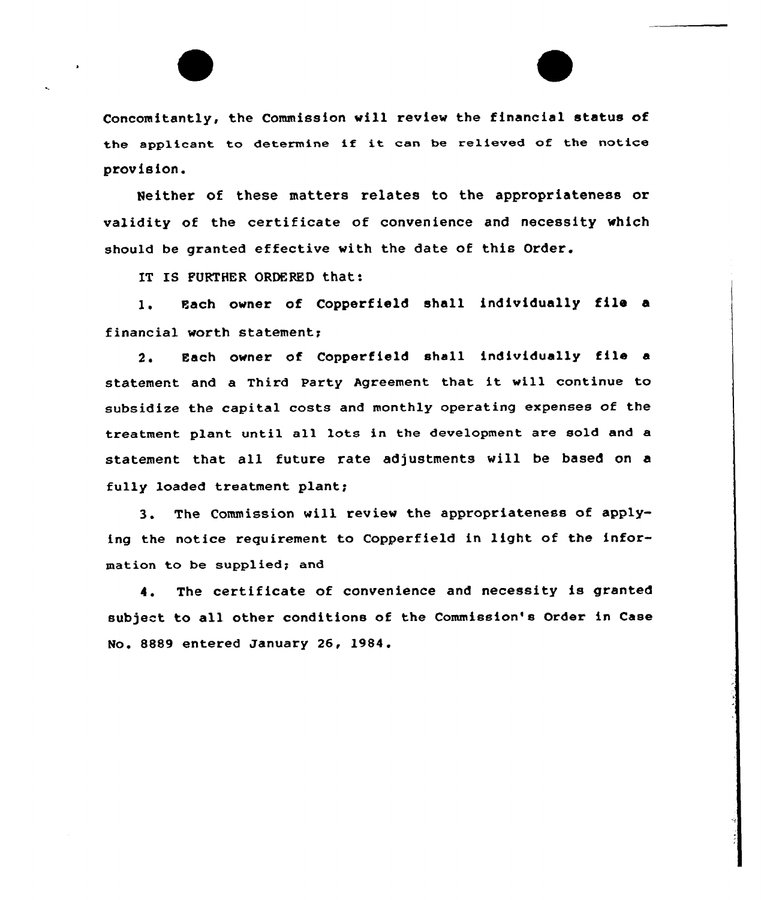Concomitantly, the Commission will review the financial status of the applicant to determine if it can be relieved of the notice provision.

Neither of these matters relates to the appropriateness or validity of the certificate of convenience and necessity which should be granted effective with the date of this Order.

IT IS FURTHER ORDERED that:

1. Each owner of Copperfield shall individually file a financial worth statement;

2. Each owner of Copperfield shall individually file a statement and a Third Party Agreement that it will continue to subsidize the capital costs and monthly operating expenses of the treatment plant until all lots in the development are sold and a statement that all future rate adjustments will be based on a fully loaded treatment plant;

3. The Commission will review the appropriateness of applying the notice requirement to Copperfield in light of the information to be supplied; and

4. The certificate of convenience and necessity is granted subject to all other conditions of the Commission's Order in Case No. 8889 entered January 26, 1984.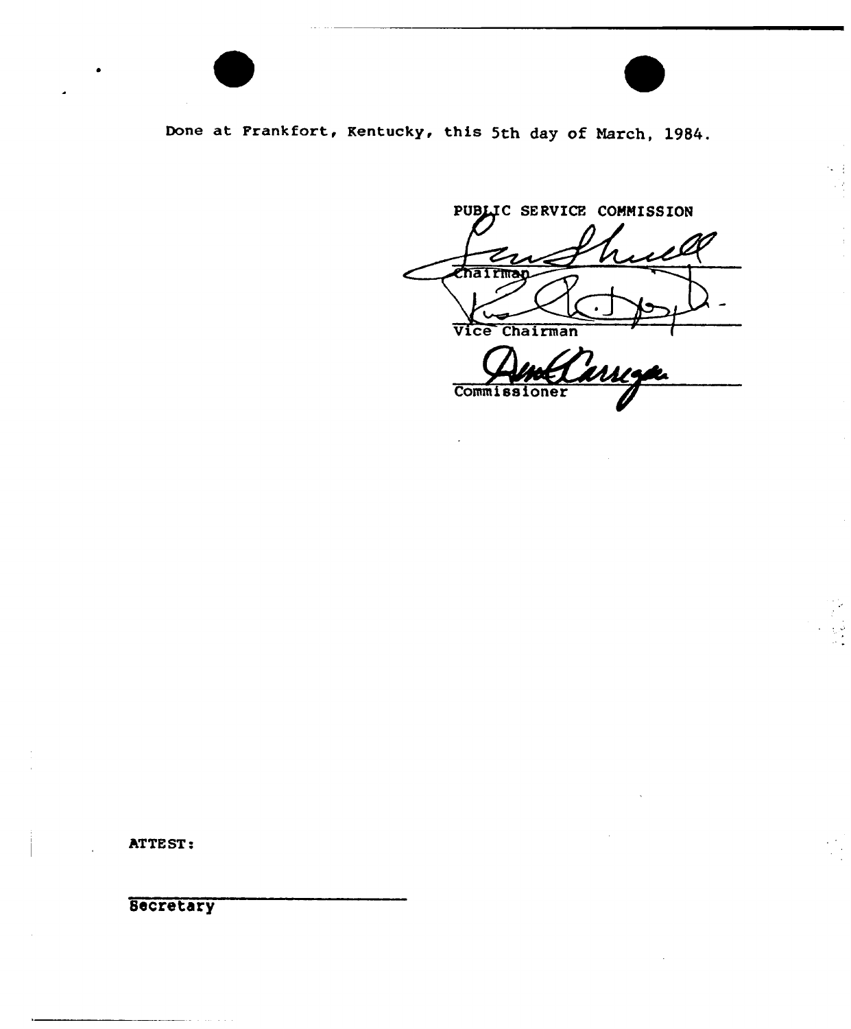Done at Frankfort, Kentucky, this 5th day of March, 1984.

PUBLIC SERVICE COMMISSION

Chairman

Vice Chairman

Commissioner

ATTEST:

Secretary